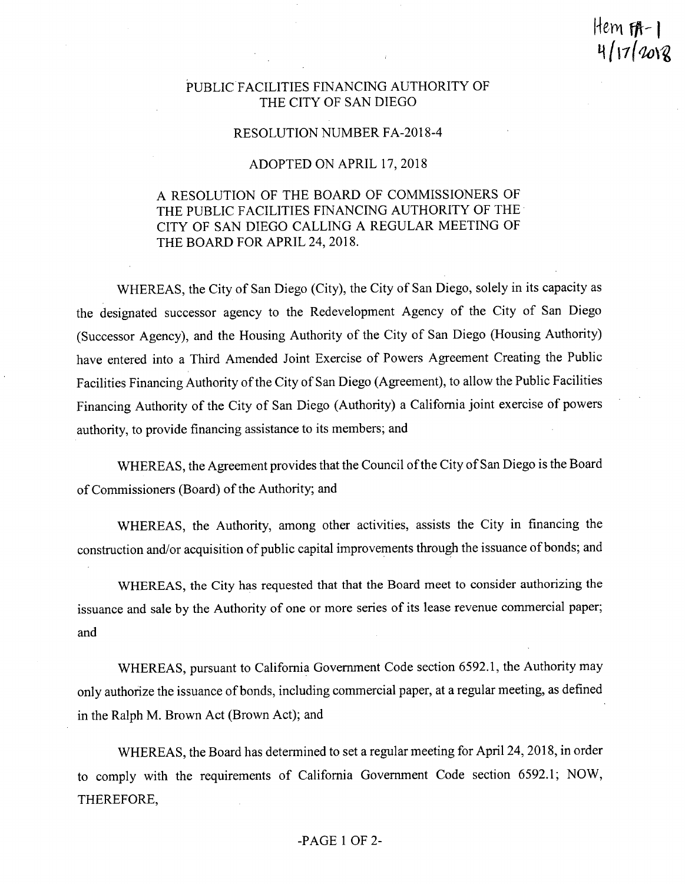Item FA-1
4/17/2018

# PUBLIC FACILITIES FINANCING AUTHORITY OF THE CITY OF SAN DIEGO

## RESOLUTION NUMBER FA-2018-4

## ADOPTED ON APRIL 17, 2018

A RESOLUTION OF THE BOARD OF COMMISSIONERS OF THE PUBLIC FACILITIES FINANCING AUTHORITY OF THE CITY OF SAN DIEGO CALLING A REGULAR MEETING OF THE BOARD FOR APRIL 24, 2018.

WHEREAS, the City of San Diego (City), the City of San Diego, solely in its capacity as the designated successor agency to the Redevelopment Agency of the City of San Diego (Successor Agency), and the Housing Authority of the City of San Diego (Housing Authority) have entered into a Third Amended Joint Exercise of Powers Agreement Creating the Public Facilities Financing Authority of the City of San Diego (Agreement), to allow the Public Facilities Financing Authority of the City of San Diego (Authority) a California joint exercise of powers authority, to provide financing assistance to its members; and

WHEREAS, the Agreement provides that the Council of the City of San Diego is the Board of Commissioners (Board) of the Authority; and

WHEREAS, the Authority, among other activities, assists the City in financing the construction and/or acquisition of public capital improvements through the issuance of bonds; and

WHEREAS, the City has requested that that the Board meet to consider authorizing the issuance and sale by the Authority of one or more series of its lease revenue commercial paper; and

WHEREAS, pursuant to California Government Code section 6592.1, the Authority may only authorize the issuance of bonds, including commercial paper, at a regular meeting, as defined in the Ralph M. Brown Act (Brown Act); and

WHEREAS, the Board has determined to set a regular meeting for April 24, 2018, in order to comply with the requirements of California Government Code section 6592.1; NOW, THEREFORE,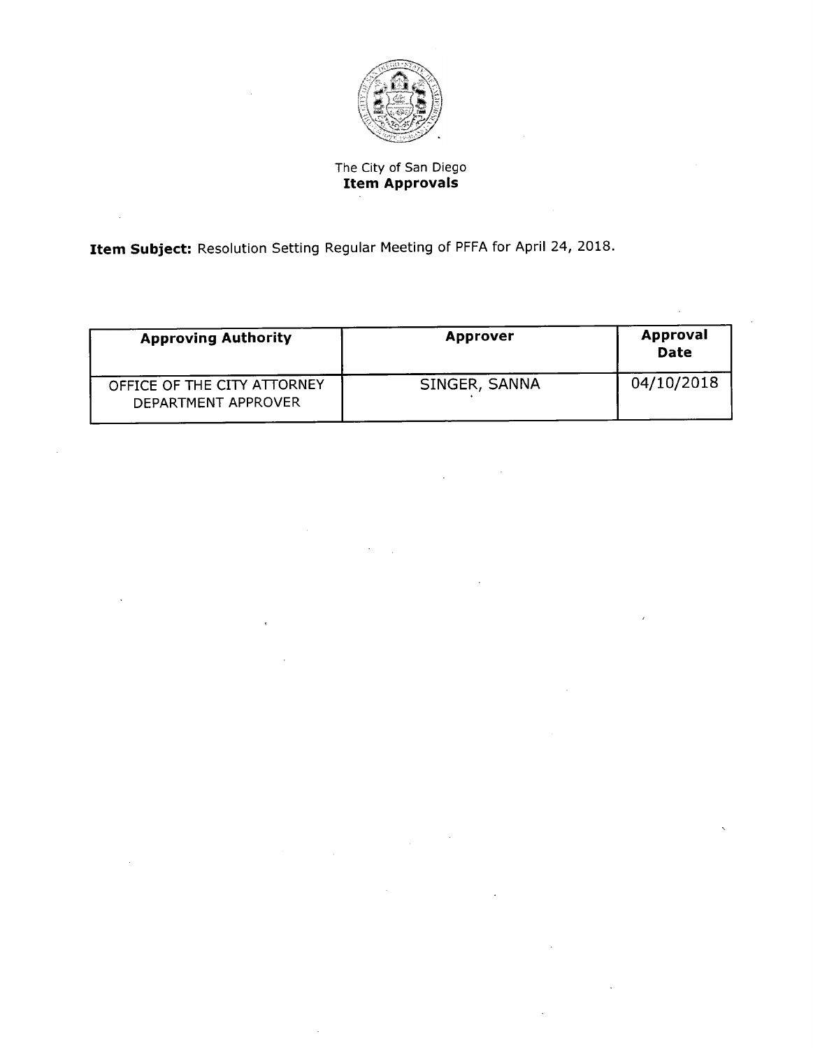The City of San Diego
**Item Approvals**

**Item Subject:** Resolution Setting Regular Meeting of PFFA for April 24, 2018.

| Approving Authority | Approver | Approval Date |
|---|---|---|
| OFFICE OF THE CITY ATTORNEY DEPARTMENT APPROVER | SINGER, SANNA | 04/10/2018 |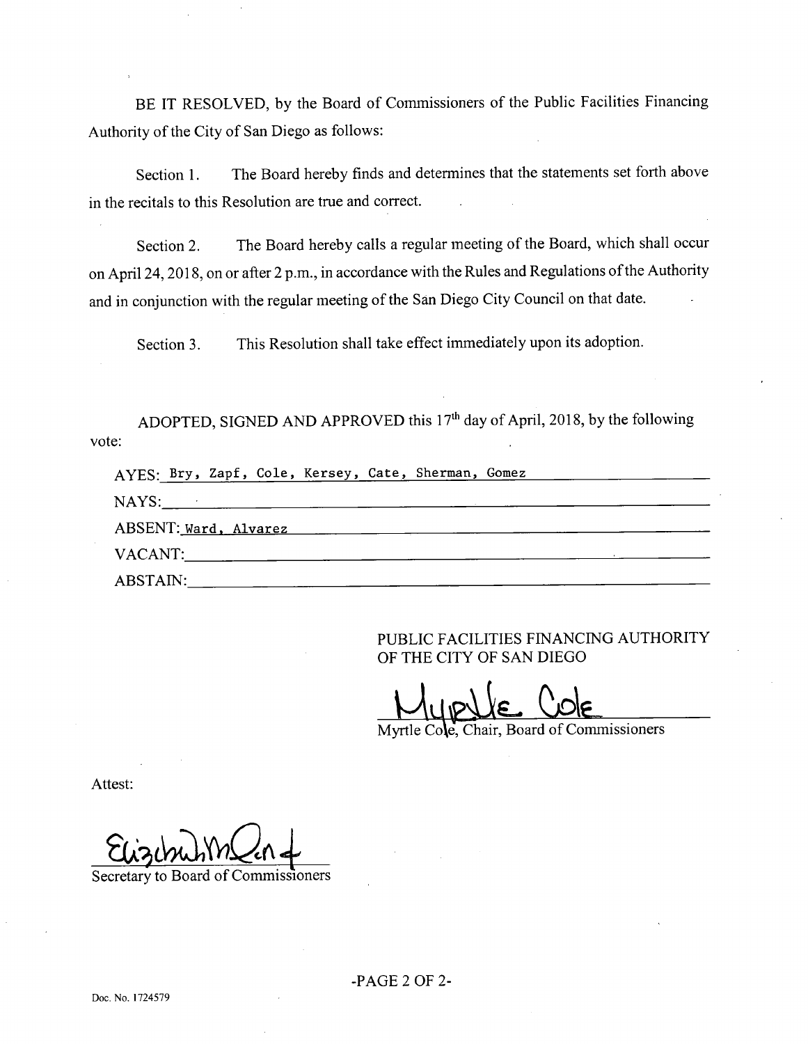BE IT RESOLVED, by the Board of Commissioners of the Public Facilities Financing Authority of the City of San Diego as follows:

Section 1. The Board hereby finds and determines that the statements set forth above in the recitals to this Resolution are true and correct.

Section 2. The Board hereby calls a regular meeting of the Board, which shall occur on April 24, 2018, on or after 2 p.m., in accordance with the Rules and Regulations of the Authority and in conjunction with the regular meeting of the San Diego City Council on that date.

Section 3. This Resolution shall take effect immediately upon its adoption.

ADOPTED, SIGNED AND APPROVED this 17th day of April, 2018, by the following vote:

AYES: Bry, Zapf, Cole, Kersey, Cate, Sherman, Gomez

NAYS: ______

ABSENT: Ward, Alvarez

VACANT: ______

ABSTAIN: ______

PUBLIC FACILITIES FINANCING AUTHORITY
OF THE CITY OF SAN DIEGO

Myrtle Cole, Chair, Board of Commissioners

Attest:

Secretary to Board of Commissioners

Doc. No. 1724579